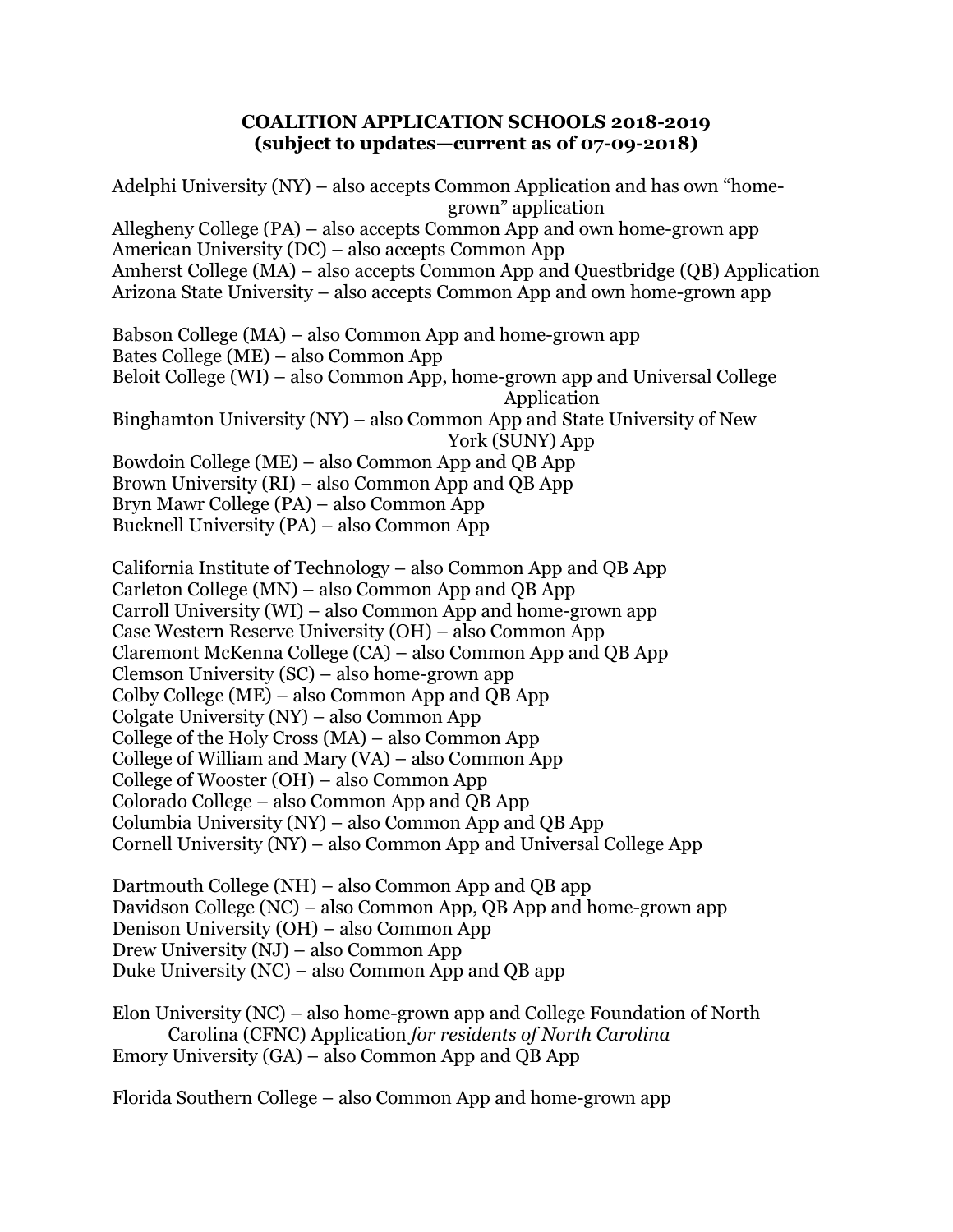**COALITION APPLICATION SCHOOLS 2018-2019**
**(subject to updates—current as of 07-09-2018)**

Adelphi University (NY) – also accepts Common Application and has own "home-grown" application
Allegheny College (PA) – also accepts Common App and own home-grown app
American University (DC) – also accepts Common App
Amherst College (MA) – also accepts Common App and Questbridge (QB) Application
Arizona State University – also accepts Common App and own home-grown app

Babson College (MA) – also Common App and home-grown app
Bates College (ME) – also Common App
Beloit College (WI) – also Common App, home-grown app and Universal College Application
Binghamton University (NY) – also Common App and State University of New York (SUNY) App
Bowdoin College (ME) – also Common App and QB App
Brown University (RI) – also Common App and QB App
Bryn Mawr College (PA) – also Common App
Bucknell University (PA) – also Common App

California Institute of Technology – also Common App and QB App
Carleton College (MN) – also Common App and QB App
Carroll University (WI) – also Common App and home-grown app
Case Western Reserve University (OH) – also Common App
Claremont McKenna College (CA) – also Common App and QB App
Clemson University (SC) – also home-grown app
Colby College (ME) – also Common App and QB App
Colgate University (NY) – also Common App
College of the Holy Cross (MA) – also Common App
College of William and Mary (VA) – also Common App
College of Wooster (OH) – also Common App
Colorado College – also Common App and QB App
Columbia University (NY) – also Common App and QB App
Cornell University (NY) – also Common App and Universal College App

Dartmouth College (NH) – also Common App and QB app
Davidson College (NC) – also Common App, QB App and home-grown app
Denison University (OH) – also Common App
Drew University (NJ) – also Common App
Duke University (NC) – also Common App and QB app

Elon University (NC) – also home-grown app and College Foundation of North Carolina (CFNC) Application *for residents of North Carolina*
Emory University (GA) – also Common App and QB App

Florida Southern College – also Common App and home-grown app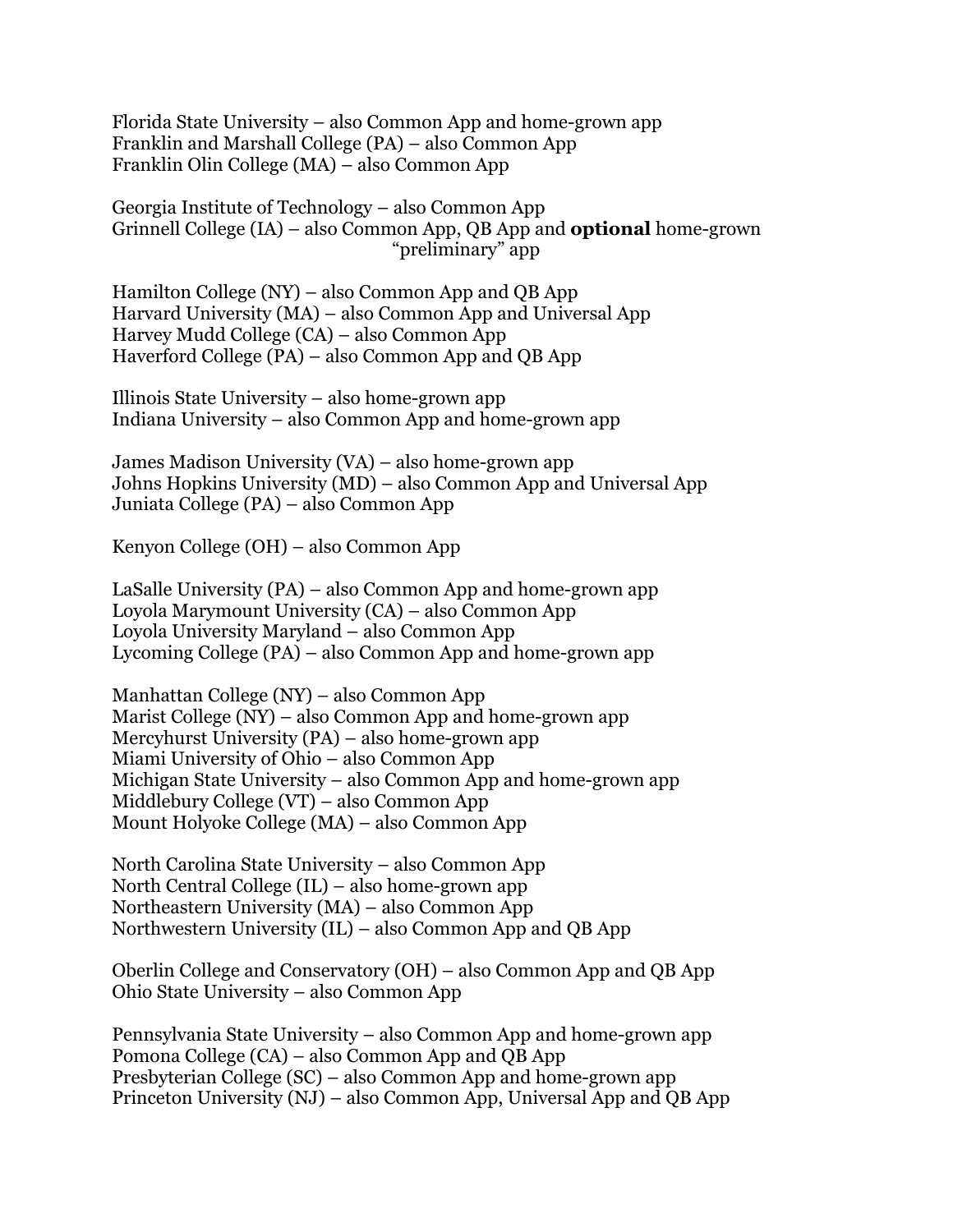Florida State University – also Common App and home-grown app
Franklin and Marshall College (PA) – also Common App
Franklin Olin College (MA) – also Common App

Georgia Institute of Technology – also Common App
Grinnell College (IA) – also Common App, QB App and **optional** home-grown "preliminary" app

Hamilton College (NY) – also Common App and QB App
Harvard University (MA) – also Common App and Universal App
Harvey Mudd College (CA) – also Common App
Haverford College (PA) – also Common App and QB App

Illinois State University – also home-grown app
Indiana University – also Common App and home-grown app

James Madison University (VA) – also home-grown app
Johns Hopkins University (MD) – also Common App and Universal App
Juniata College (PA) – also Common App

Kenyon College (OH) – also Common App

LaSalle University (PA) – also Common App and home-grown app
Loyola Marymount University (CA) – also Common App
Loyola University Maryland – also Common App
Lycoming College (PA) – also Common App and home-grown app

Manhattan College (NY) – also Common App
Marist College (NY) – also Common App and home-grown app
Mercyhurst University (PA) – also home-grown app
Miami University of Ohio – also Common App
Michigan State University – also Common App and home-grown app
Middlebury College (VT) – also Common App
Mount Holyoke College (MA) – also Common App

North Carolina State University – also Common App
North Central College (IL) – also home-grown app
Northeastern University (MA) – also Common App
Northwestern University (IL) – also Common App and QB App

Oberlin College and Conservatory (OH) – also Common App and QB App
Ohio State University – also Common App

Pennsylvania State University – also Common App and home-grown app
Pomona College (CA) – also Common App and QB App
Presbyterian College (SC) – also Common App and home-grown app
Princeton University (NJ) – also Common App, Universal App and QB App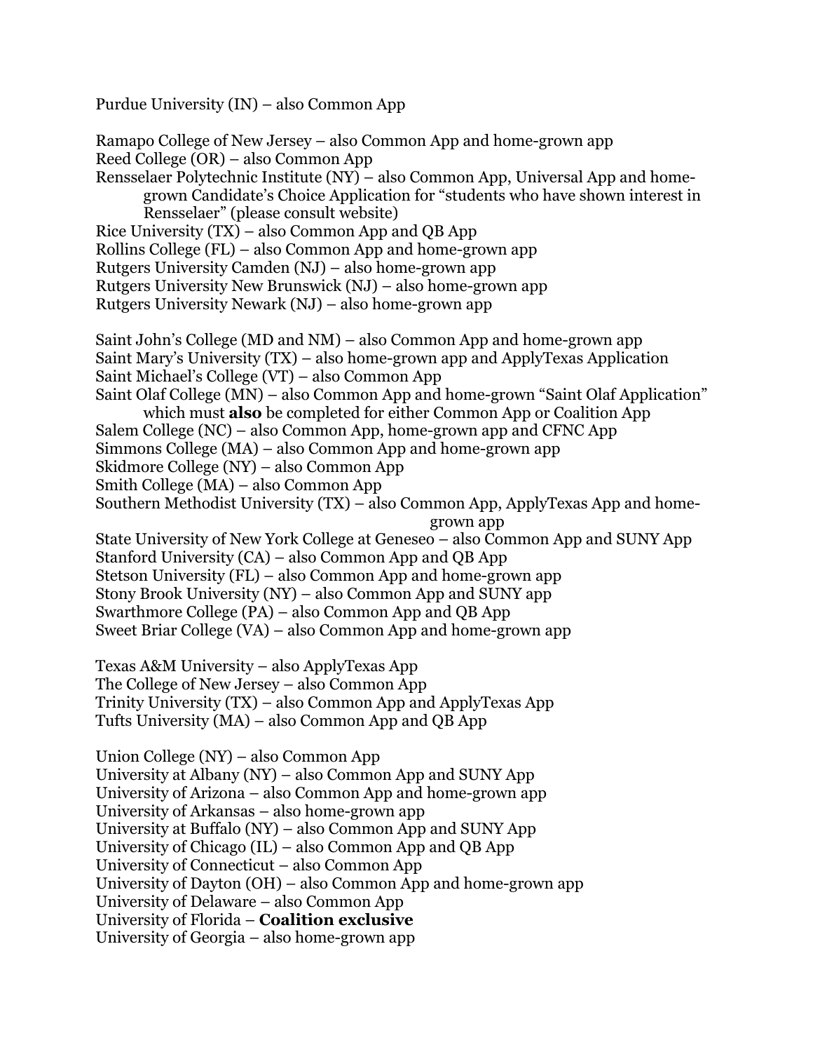Purdue University (IN) – also Common App

Ramapo College of New Jersey – also Common App and home-grown app
Reed College (OR) – also Common App
Rensselaer Polytechnic Institute (NY) – also Common App, Universal App and home-grown Candidate's Choice Application for "students who have shown interest in Rensselaer" (please consult website)
Rice University (TX) – also Common App and QB App
Rollins College (FL) – also Common App and home-grown app
Rutgers University Camden (NJ) – also home-grown app
Rutgers University New Brunswick (NJ) – also home-grown app
Rutgers University Newark (NJ) – also home-grown app

Saint John's College (MD and NM) – also Common App and home-grown app
Saint Mary's University (TX) – also home-grown app and ApplyTexas Application
Saint Michael's College (VT) – also Common App
Saint Olaf College (MN) – also Common App and home-grown "Saint Olaf Application" which must **also** be completed for either Common App or Coalition App
Salem College (NC) – also Common App, home-grown app and CFNC App
Simmons College (MA) – also Common App and home-grown app
Skidmore College (NY) – also Common App
Smith College (MA) – also Common App
Southern Methodist University (TX) – also Common App, ApplyTexas App and home-grown app
State University of New York College at Geneseo – also Common App and SUNY App
Stanford University (CA) – also Common App and QB App
Stetson University (FL) – also Common App and home-grown app
Stony Brook University (NY) – also Common App and SUNY app
Swarthmore College (PA) – also Common App and QB App
Sweet Briar College (VA) – also Common App and home-grown app

Texas A&M University – also ApplyTexas App
The College of New Jersey – also Common App
Trinity University (TX) – also Common App and ApplyTexas App
Tufts University (MA) – also Common App and QB App

Union College (NY) – also Common App
University at Albany (NY) – also Common App and SUNY App
University of Arizona – also Common App and home-grown app
University of Arkansas – also home-grown app
University at Buffalo (NY) – also Common App and SUNY App
University of Chicago (IL) – also Common App and QB App
University of Connecticut – also Common App
University of Dayton (OH) – also Common App and home-grown app
University of Delaware – also Common App
University of Florida – **Coalition exclusive**
University of Georgia – also home-grown app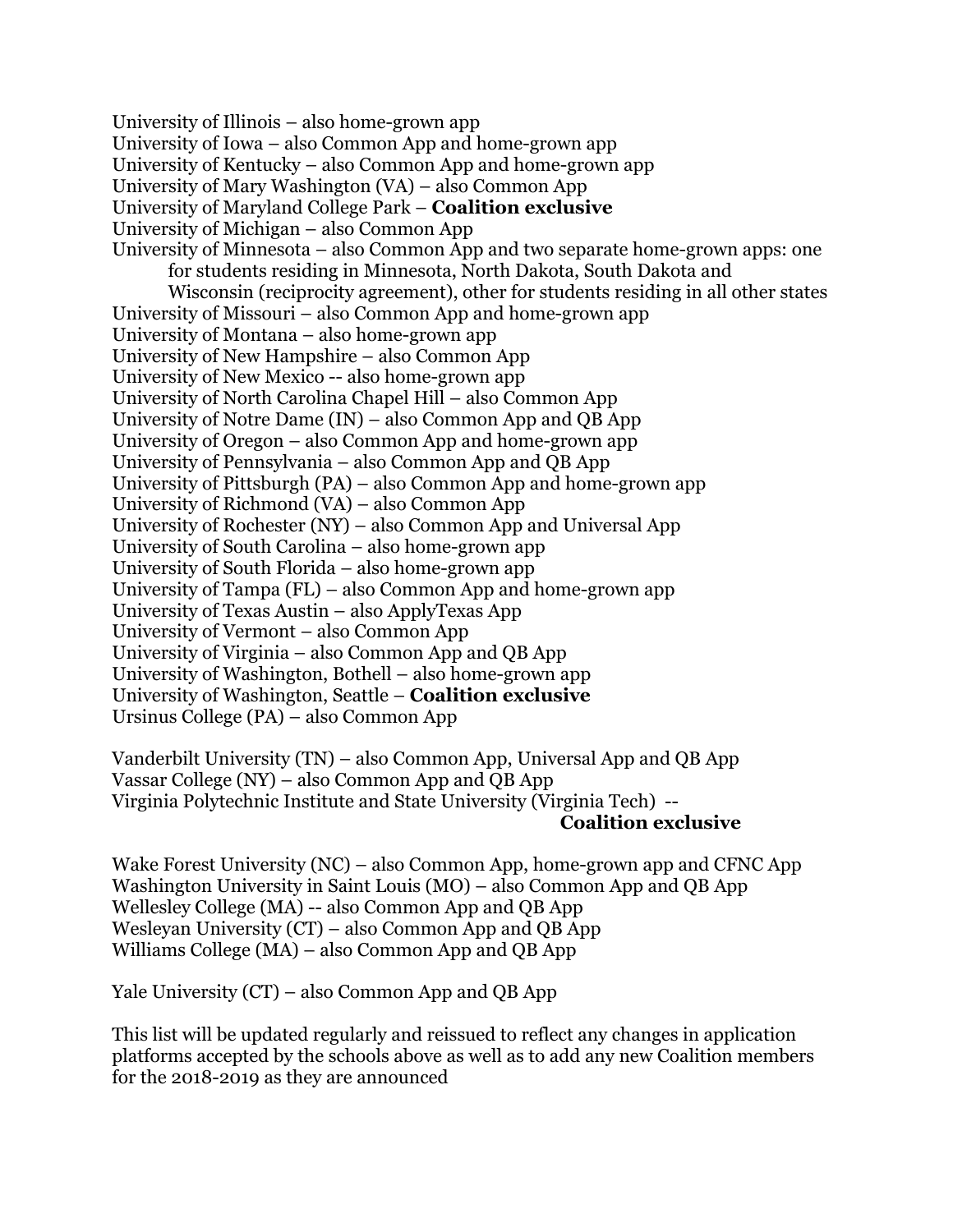University of Illinois – also home-grown app
University of Iowa – also Common App and home-grown app
University of Kentucky – also Common App and home-grown app
University of Mary Washington (VA) – also Common App
University of Maryland College Park – **Coalition exclusive**
University of Michigan – also Common App
University of Minnesota – also Common App and two separate home-grown apps: one for students residing in Minnesota, North Dakota, South Dakota and Wisconsin (reciprocity agreement), other for students residing in all other states
University of Missouri – also Common App and home-grown app
University of Montana – also home-grown app
University of New Hampshire – also Common App
University of New Mexico -- also home-grown app
University of North Carolina Chapel Hill – also Common App
University of Notre Dame (IN) – also Common App and QB App
University of Oregon – also Common App and home-grown app
University of Pennsylvania – also Common App and QB App
University of Pittsburgh (PA) – also Common App and home-grown app
University of Richmond (VA) – also Common App
University of Rochester (NY) – also Common App and Universal App
University of South Carolina – also home-grown app
University of South Florida – also home-grown app
University of Tampa (FL) – also Common App and home-grown app
University of Texas Austin – also ApplyTexas App
University of Vermont – also Common App
University of Virginia – also Common App and QB App
University of Washington, Bothell – also home-grown app
University of Washington, Seattle – **Coalition exclusive**
Ursinus College (PA) – also Common App

Vanderbilt University (TN) – also Common App, Universal App and QB App
Vassar College (NY) – also Common App and QB App
Virginia Polytechnic Institute and State University (Virginia Tech) -- **Coalition exclusive**

Wake Forest University (NC) – also Common App, home-grown app and CFNC App
Washington University in Saint Louis (MO) – also Common App and QB App
Wellesley College (MA) -- also Common App and QB App
Wesleyan University (CT) – also Common App and QB App
Williams College (MA) – also Common App and QB App

Yale University (CT) – also Common App and QB App

This list will be updated regularly and reissued to reflect any changes in application platforms accepted by the schools above as well as to add any new Coalition members for the 2018-2019 as they are announced